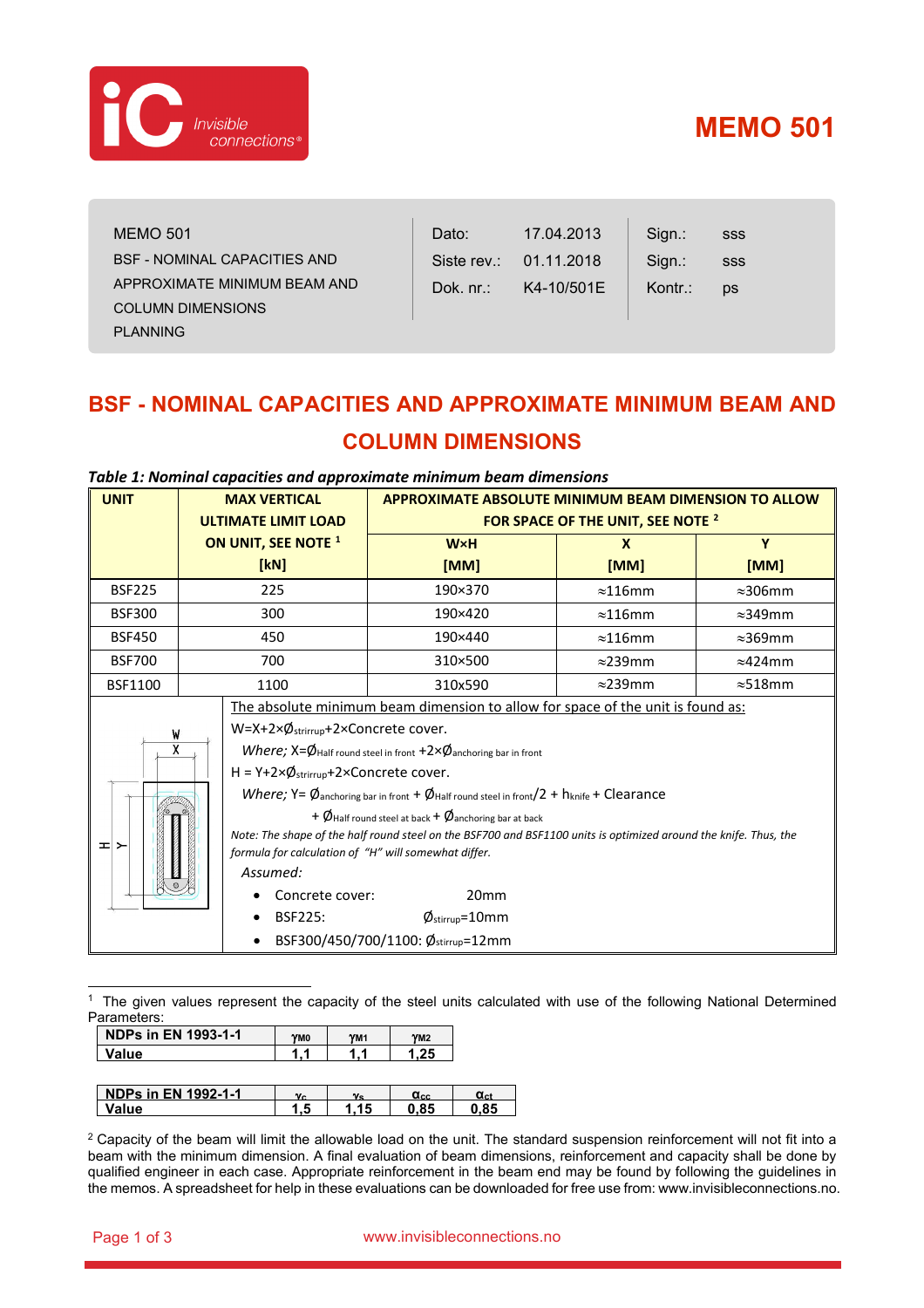# MEMO 501

| MEMO 501<br>BSF - NOMINAL CAPACITIES AND APPROXIMATE MINIMUM BEAM AND COLUMN DIMENSIONS<br>PLANNING | Dato: | 17.04.2013 | Sign.: | sss |
|---|---|---|---|---|
| | Siste rev.: | 01.11.2018 | Sign.: | sss |
| | Dok. nr.: | K4-10/501E | Kontr.: | ps |

## BSF - NOMINAL CAPACITIES AND APPROXIMATE MINIMUM BEAM AND COLUMN DIMENSIONS

***Table 1: Nominal capacities and approximate minimum beam dimensions***

| UNIT | MAX VERTICAL ULTIMATE LIMIT LOAD ON UNIT, SEE NOTE [1] [kN] | APPROXIMATE ABSOLUTE MINIMUM BEAM DIMENSION TO ALLOW FOR SPACE OF THE UNIT, SEE NOTE [2] | | |
|---|---|---|---|---|
| | | W×H [MM] | X [MM] | Y [MM] |
| BSF225 | 225 | 190×370 | ≈116mm | ≈306mm |
| BSF300 | 300 | 190×420 | ≈116mm | ≈349mm |
| BSF450 | 450 | 190×440 | ≈116mm | ≈369mm |
| BSF700 | 700 | 310×500 | ≈239mm | ≈424mm |
| BSF1100 | 1100 | 310x590 | ≈239mm | ≈518mm |

The absolute minimum beam dimension to allow for space of the unit is found as:

$W = X + 2 \times \varnothing_{stirrup} + 2 \times \text{Concrete cover}$.

*Where;* $X = \varnothing_{\text{Half round steel in front}} + 2 \times \varnothing_{\text{anchoring bar in front}}$

$H = Y + 2 \times \varnothing_{stirrup} + 2 \times \text{Concrete cover}$.

*Where;* $Y = \varnothing_{\text{anchoring bar in front}} + \varnothing_{\text{Half round steel in front}}/2 + h_{knife} + \text{Clearance}$ $+ \varnothing_{\text{Half round steel at back}} + \varnothing_{\text{anchoring bar at back}}$

*Note: The shape of the half round steel on the BSF700 and BSF1100 units is optimized around the knife. Thus, the formula for calculation of "H" will somewhat differ.*

*Assumed:*

- Concrete cover: 20mm
- BSF225: $\varnothing_{stirrup}$=10mm
- BSF300/450/700/1100: $\varnothing_{stirrup}$=12mm

---

[1] The given values represent the capacity of the steel units calculated with use of the following National Determined Parameters:

| NDPs in EN 1993-1-1 | $\gamma_{M0}$ | $\gamma_{M1}$ | $\gamma_{M2}$ |
|---|---|---|---|
| Value | 1,1 | 1,1 | 1,25 |

| NDPs in EN 1992-1-1 | $\gamma_c$ | $\gamma_s$ | $\alpha_{cc}$ | $\alpha_{ct}$ |
|---|---|---|---|---|
| Value | 1,5 | 1,15 | 0,85 | 0,85 |

[2] Capacity of the beam will limit the allowable load on the unit. The standard suspension reinforcement will not fit into a beam with the minimum dimension. A final evaluation of beam dimensions, reinforcement and capacity shall be done by qualified engineer in each case. Appropriate reinforcement in the beam end may be found by following the guidelines in the memos. A spreadsheet for help in these evaluations can be downloaded for free use from: www.invisibleconnections.no.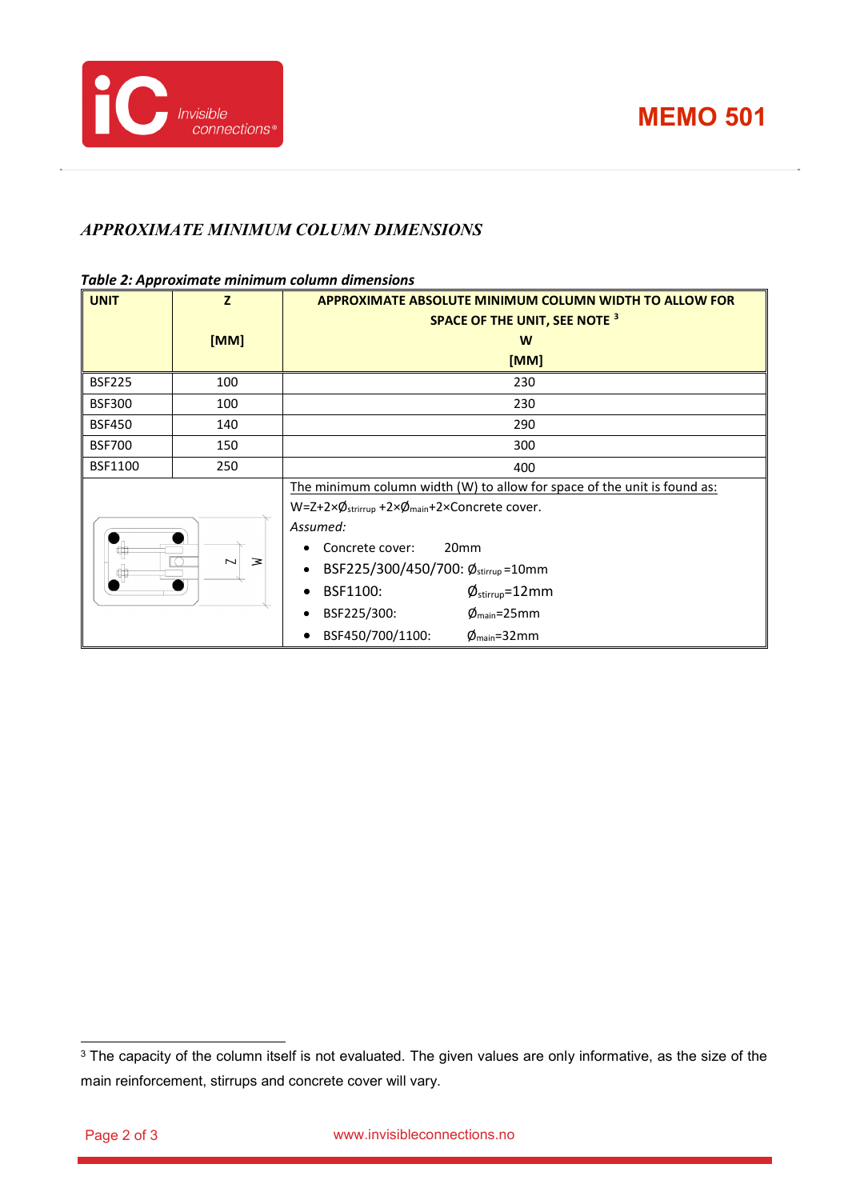## APPROXIMATE MINIMUM COLUMN DIMENSIONS

**Table 2: Approximate minimum column dimensions**

| UNIT | Z [MM] | APPROXIMATE ABSOLUTE MINIMUM COLUMN WIDTH TO ALLOW FOR SPACE OF THE UNIT, SEE NOTE [3] W [MM] |
|---|---|---|
| BSF225 | 100 | 230 |
| BSF300 | 100 | 230 |
| BSF450 | 140 | 290 |
| BSF700 | 150 | 300 |
| BSF1100 | 250 | 400 |

The minimum column width (W) to allow for space of the unit is found as:

$W = Z + 2 \times \varnothing_{strirrup} + 2 \times \varnothing_{main} + 2 \times \text{Concrete cover}$.

*Assumed:*

- Concrete cover: 20mm
- BSF225/300/450/700: $\varnothing_{stirrup} = 10mm$
- BSF1100: $\varnothing_{stirrup} = 12mm$
- BSF225/300: $\varnothing_{main} = 25mm$
- BSF450/700/1100: $\varnothing_{main} = 32mm$

[3] The capacity of the column itself is not evaluated. The given values are only informative, as the size of the main reinforcement, stirrups and concrete cover will vary.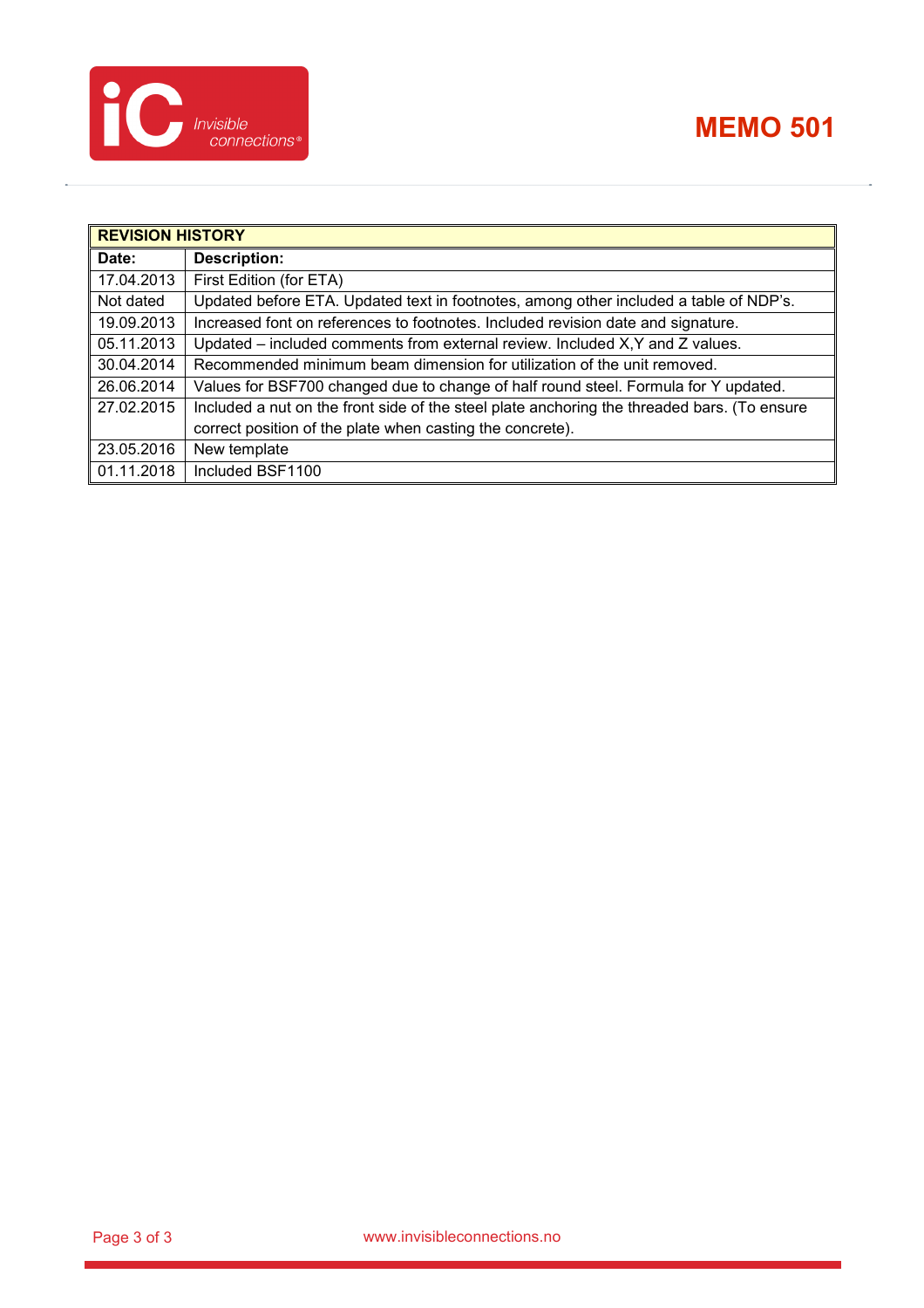| REVISION HISTORY | |
|---|---|
| **Date:** | **Description:** |
| 17.04.2013 | First Edition (for ETA) |
| Not dated | Updated before ETA. Updated text in footnotes, among other included a table of NDP's. |
| 19.09.2013 | Increased font on references to footnotes. Included revision date and signature. |
| 05.11.2013 | Updated – included comments from external review. Included X,Y and Z values. |
| 30.04.2014 | Recommended minimum beam dimension for utilization of the unit removed. |
| 26.06.2014 | Values for BSF700 changed due to change of half round steel. Formula for Y updated. |
| 27.02.2015 | Included a nut on the front side of the steel plate anchoring the threaded bars. (To ensure correct position of the plate when casting the concrete). |
| 23.05.2016 | New template |
| 01.11.2018 | Included BSF1100 |